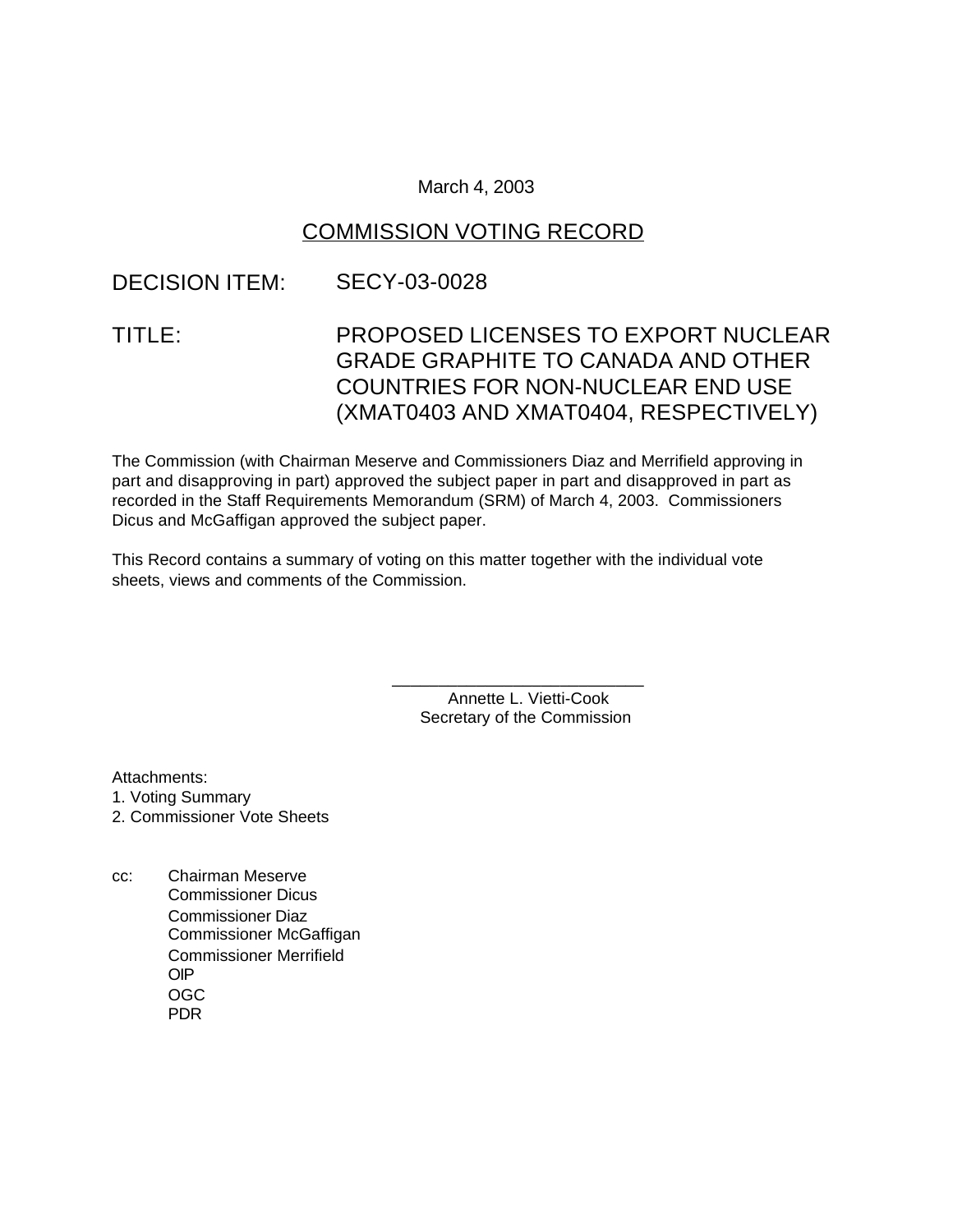March 4, 2003

# COMMISSION VOTING RECORD

DECISION ITEM: SECY-03-0028

TITLE: PROPOSED LICENSES TO EXPORT NUCLEAR GRADE GRAPHITE TO CANADA AND OTHER COUNTRIES FOR NON-NUCLEAR END USE (XMAT0403 AND XMAT0404, RESPECTIVELY)

The Commission (with Chairman Meserve and Commissioners Diaz and Merrifield approving in part and disapproving in part) approved the subject paper in part and disapproved in part as recorded in the Staff Requirements Memorandum (SRM) of March 4, 2003. Commissioners Dicus and McGaffigan approved the subject paper.

This Record contains a summary of voting on this matter together with the individual vote sheets, views and comments of the Commission.

\_\_\_\_\_\_\_\_\_\_\_\_\_\_\_\_\_\_\_\_\_\_\_\_\_\_\_

Annette L. Vietti-Cook
Secretary of the Commission

Attachments:
1. Voting Summary
2. Commissioner Vote Sheets

cc: Chairman Meserve
Commissioner Dicus
Commissioner Diaz
Commissioner McGaffigan
Commissioner Merrifield
OIP
OGC
PDR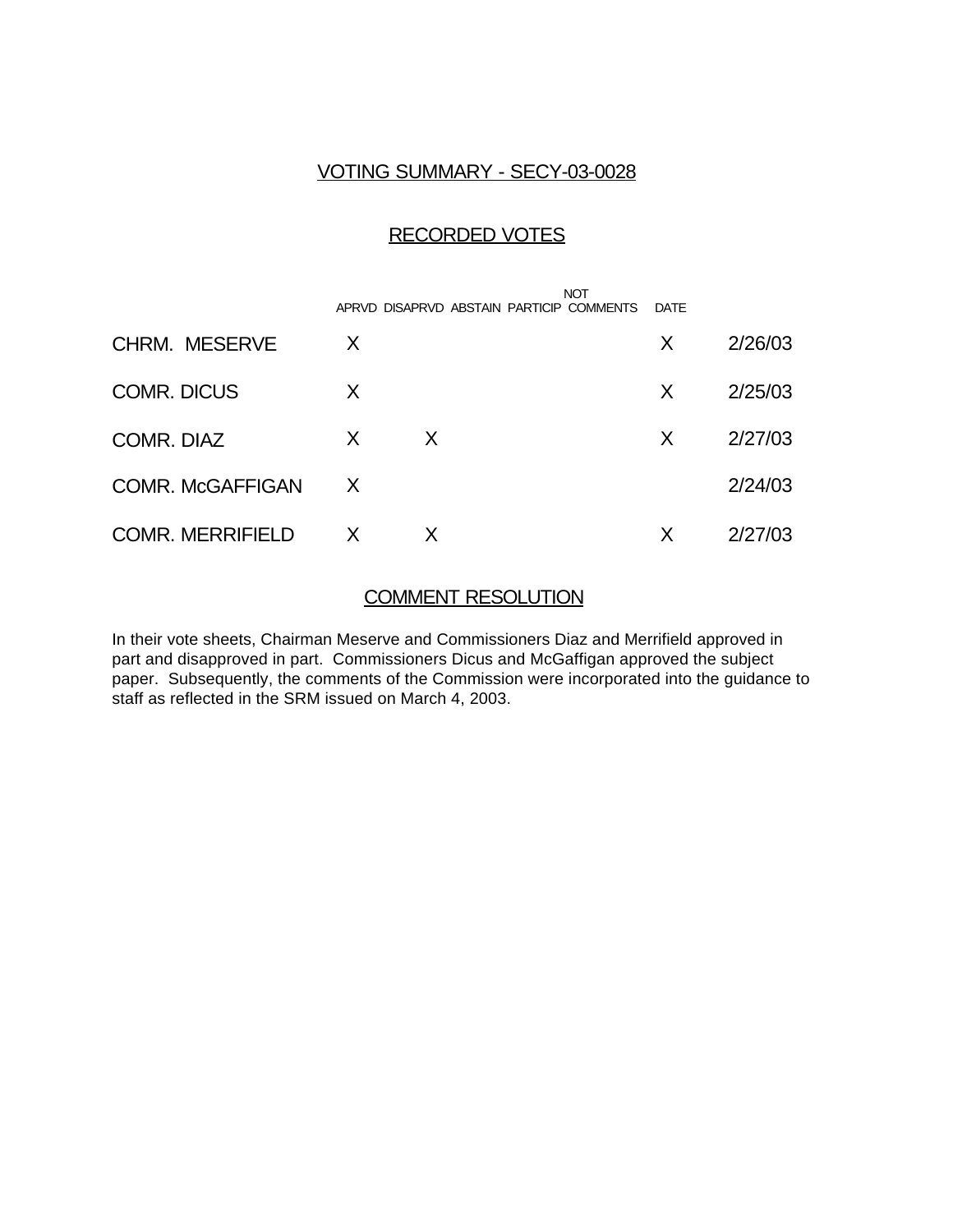## VOTING SUMMARY - SECY-03-0028

## RECORDED VOTES

| | APRVD | DISAPRVD | ABSTAIN | NOT PARTICIP | COMMENTS | DATE |
|---|---|---|---|---|---|---|
| CHRM. MESERVE | X | | | | X | 2/26/03 |
| COMR. DICUS | X | | | | X | 2/25/03 |
| COMR. DIAZ | X | X | | | X | 2/27/03 |
| COMR. McGAFFIGAN | X | | | | | 2/24/03 |
| COMR. MERRIFIELD | X | X | | | X | 2/27/03 |

## COMMENT RESOLUTION

In their vote sheets, Chairman Meserve and Commissioners Diaz and Merrifield approved in part and disapproved in part. Commissioners Dicus and McGaffigan approved the subject paper. Subsequently, the comments of the Commission were incorporated into the guidance to staff as reflected in the SRM issued on March 4, 2003.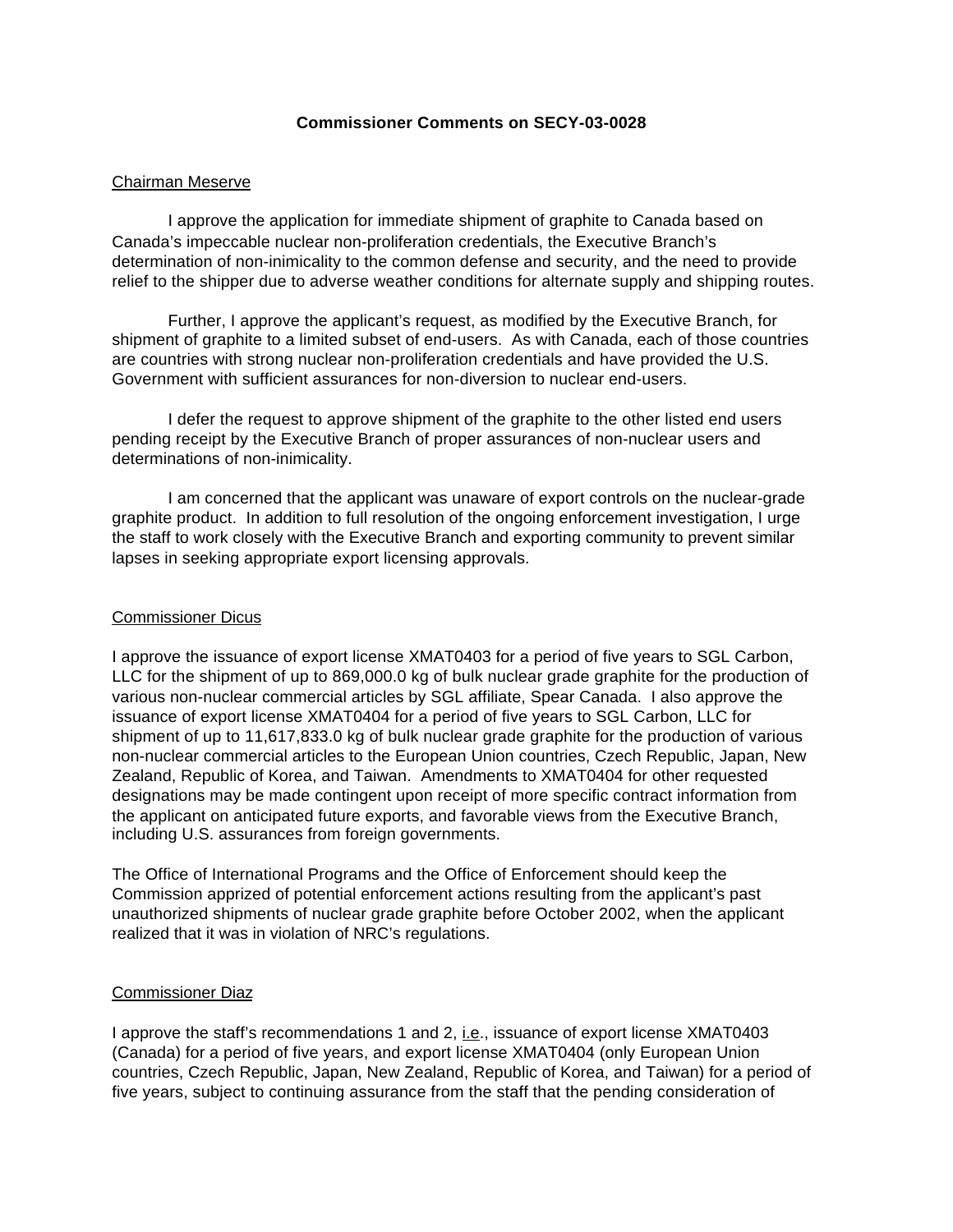**Commissioner Comments on SECY-03-0028**

Chairman Meserve

I approve the application for immediate shipment of graphite to Canada based on Canada's impeccable nuclear non-proliferation credentials, the Executive Branch's determination of non-inimicality to the common defense and security, and the need to provide relief to the shipper due to adverse weather conditions for alternate supply and shipping routes.

Further, I approve the applicant's request, as modified by the Executive Branch, for shipment of graphite to a limited subset of end-users. As with Canada, each of those countries are countries with strong nuclear non-proliferation credentials and have provided the U.S. Government with sufficient assurances for non-diversion to nuclear end-users.

I defer the request to approve shipment of the graphite to the other listed end users pending receipt by the Executive Branch of proper assurances of non-nuclear users and determinations of non-inimicality.

I am concerned that the applicant was unaware of export controls on the nuclear-grade graphite product. In addition to full resolution of the ongoing enforcement investigation, I urge the staff to work closely with the Executive Branch and exporting community to prevent similar lapses in seeking appropriate export licensing approvals.

Commissioner Dicus

I approve the issuance of export license XMAT0403 for a period of five years to SGL Carbon, LLC for the shipment of up to 869,000.0 kg of bulk nuclear grade graphite for the production of various non-nuclear commercial articles by SGL affiliate, Spear Canada. I also approve the issuance of export license XMAT0404 for a period of five years to SGL Carbon, LLC for shipment of up to 11,617,833.0 kg of bulk nuclear grade graphite for the production of various non-nuclear commercial articles to the European Union countries, Czech Republic, Japan, New Zealand, Republic of Korea, and Taiwan. Amendments to XMAT0404 for other requested designations may be made contingent upon receipt of more specific contract information from the applicant on anticipated future exports, and favorable views from the Executive Branch, including U.S. assurances from foreign governments.

The Office of International Programs and the Office of Enforcement should keep the Commission apprized of potential enforcement actions resulting from the applicant's past unauthorized shipments of nuclear grade graphite before October 2002, when the applicant realized that it was in violation of NRC's regulations.

Commissioner Diaz

I approve the staff's recommendations 1 and 2, i.e., issuance of export license XMAT0403 (Canada) for a period of five years, and export license XMAT0404 (only European Union countries, Czech Republic, Japan, New Zealand, Republic of Korea, and Taiwan) for a period of five years, subject to continuing assurance from the staff that the pending consideration of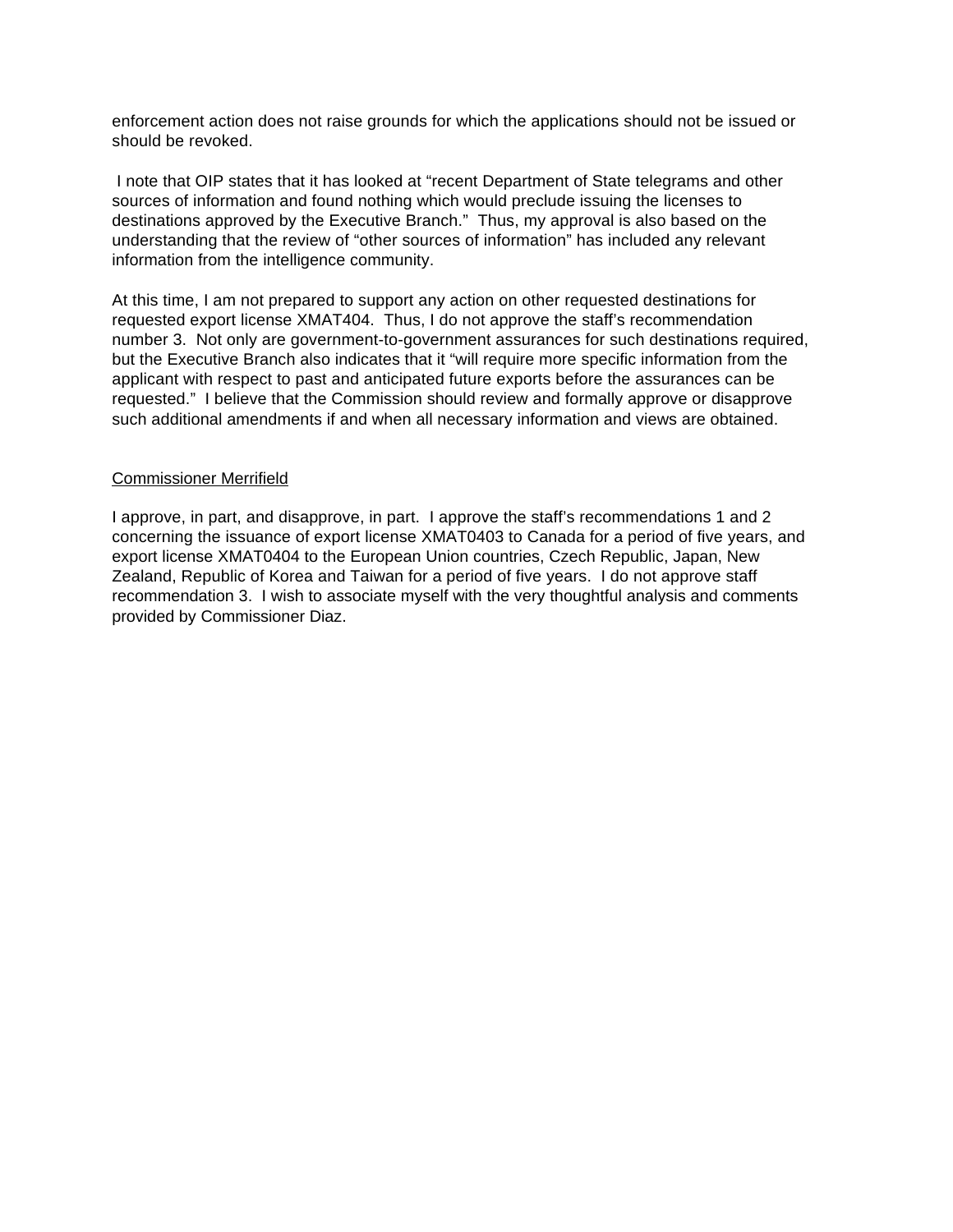enforcement action does not raise grounds for which the applications should not be issued or should be revoked.

I note that OIP states that it has looked at "recent Department of State telegrams and other sources of information and found nothing which would preclude issuing the licenses to destinations approved by the Executive Branch." Thus, my approval is also based on the understanding that the review of "other sources of information" has included any relevant information from the intelligence community.

At this time, I am not prepared to support any action on other requested destinations for requested export license XMAT404. Thus, I do not approve the staff's recommendation number 3. Not only are government-to-government assurances for such destinations required, but the Executive Branch also indicates that it "will require more specific information from the applicant with respect to past and anticipated future exports before the assurances can be requested." I believe that the Commission should review and formally approve or disapprove such additional amendments if and when all necessary information and views are obtained.

Commissioner Merrifield

I approve, in part, and disapprove, in part. I approve the staff's recommendations 1 and 2 concerning the issuance of export license XMAT0403 to Canada for a period of five years, and export license XMAT0404 to the European Union countries, Czech Republic, Japan, New Zealand, Republic of Korea and Taiwan for a period of five years. I do not approve staff recommendation 3. I wish to associate myself with the very thoughtful analysis and comments provided by Commissioner Diaz.